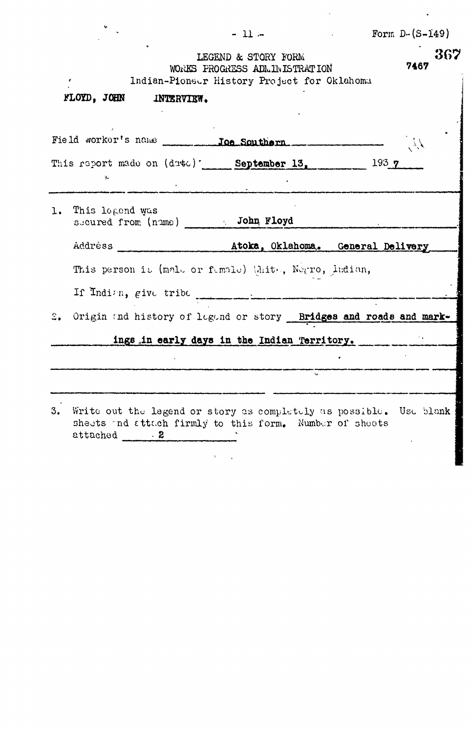Form D-(S-149)

367

7467

LEGEND & STORY FORM
WORKS PROGRESS ADMINISTRATION
Indian-Pioneer History Project for Oklahoma

**FLOYD, JOHN INTERVIEW.**

Field worker's name **Joe Southern**

This report made on (date) **September 13,** 193**7**

1. This legend was secured from (name) **John Floyd**

   Address **Atoka, Oklahoma. General Delivery**

   This person is (male or female) White, Negro, Indian,

   If Indian, give tribe

2. Origin and history of legend or story **Bridges and roads and markings in early days in the Indian Territory.**

3. Write out the legend or story as completely as possible. Use blank sheets and attach firmly to this form. Number of sheets attached **2**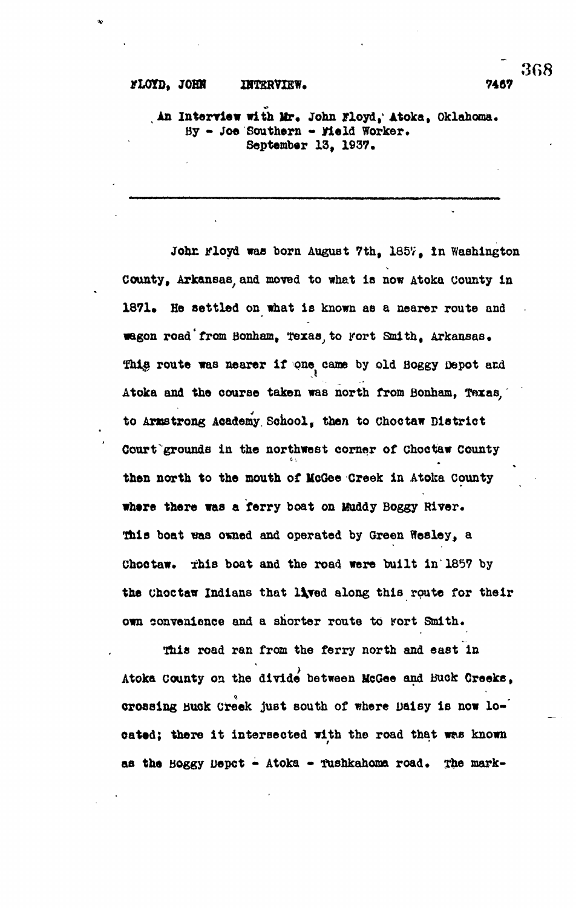FLOYD, JOHN INTERVIEW. 7467

An Interview with Mr. John Floyd, Atoka, Oklahoma.
By - Joe Southern - Field Worker.
September 13, 1937.

---

John Floyd was born August 7th, 1857, in Washington County, Arkansas, and moved to what is now Atoka County in 1871. He settled on what is known as a nearer route and wagon road from Bonham, Texas, to Fort Smith, Arkansas. This route was nearer if one came by old Boggy Depot and Atoka and the course taken was north from Bonham, Texas, to Armstrong Academy School, then to Choctaw District Court grounds in the northwest corner of Choctaw County then north to the mouth of McGee Creek in Atoka County where there was a ferry boat on Muddy Boggy River. This boat was owned and operated by Green Wesley, a Choctaw. This boat and the road were built in 1857 by the Choctaw Indians that lived along this route for their own convenience and a shorter route to Fort Smith.

This road ran from the ferry north and east in Atoka County on the divide between McGee and Buck Creeks, crossing Buck Creek just south of where Daisy is now located; there it intersected with the road that was known as the Boggy Depot - Atoka - Tushkahoma road. The mark-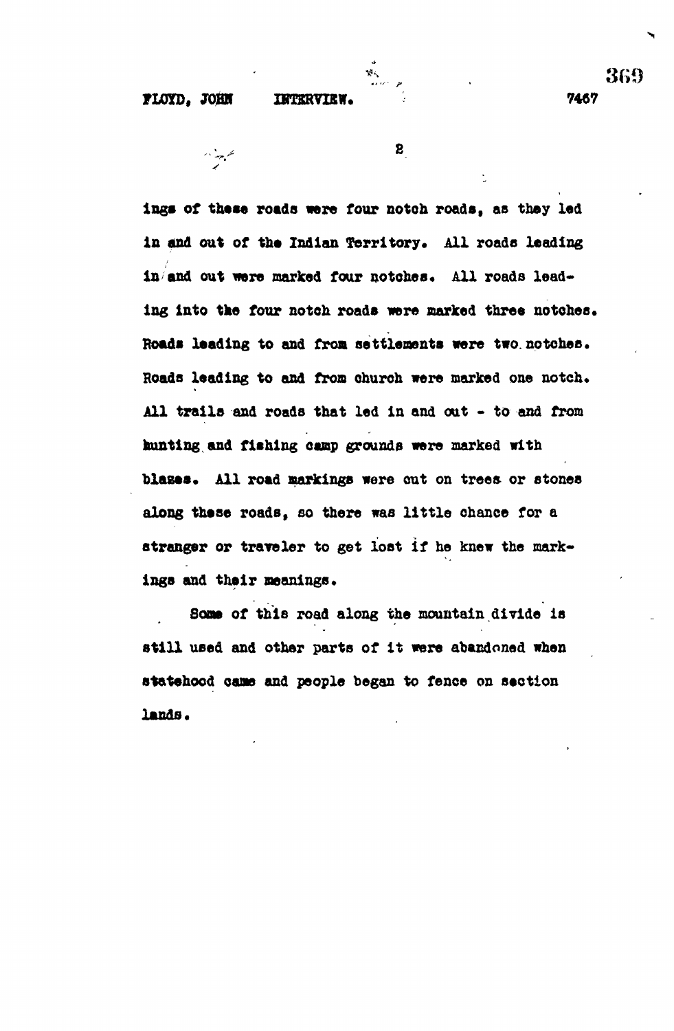ings of these roads were four notch roads, as they led in and out of the Indian Territory. All roads leading in and out were marked four notches. All roads leading into the four notch roads were marked three notches. Roads leading to and from settlements were two notches. Roads leading to and from church were marked one notch. All trails and roads that led in and out - to and from hunting and fishing camp grounds were marked with blazes. All road markings were cut on trees or stones along these roads, so there was little chance for a stranger or traveler to get lost if he knew the markings and their meanings.

Some of this road along the mountain divide is still used and other parts of it were abandoned when statehood came and people began to fence on section lands.